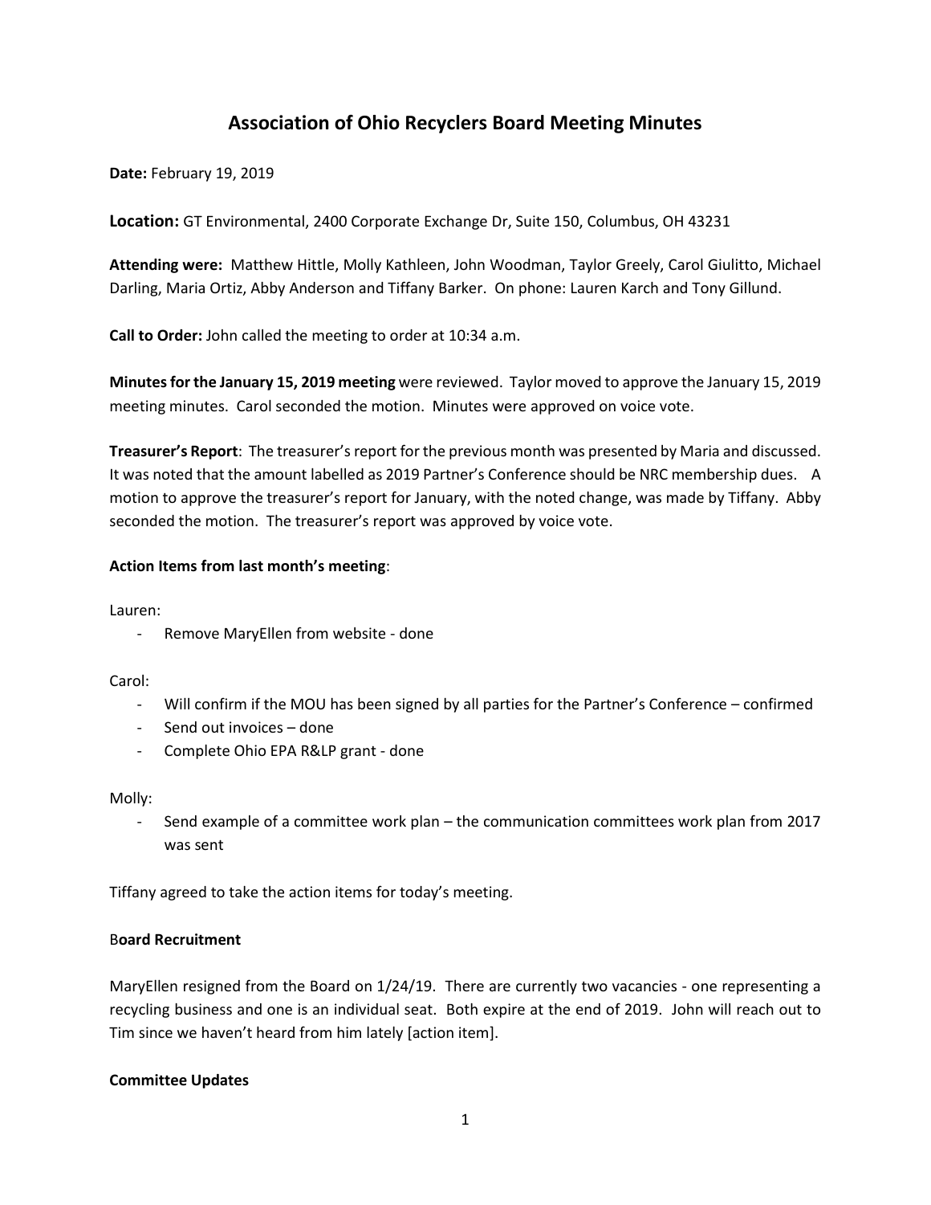# Association of Ohio Recyclers Board Meeting Minutes

**Date:** February 19, 2019

**Location:** GT Environmental, 2400 Corporate Exchange Dr, Suite 150, Columbus, OH 43231

**Attending were:** Matthew Hittle, Molly Kathleen, John Woodman, Taylor Greely, Carol Giulitto, Michael Darling, Maria Ortiz, Abby Anderson and Tiffany Barker. On phone: Lauren Karch and Tony Gillund.

**Call to Order:** John called the meeting to order at 10:34 a.m.

**Minutes for the January 15, 2019 meeting** were reviewed. Taylor moved to approve the January 15, 2019 meeting minutes. Carol seconded the motion. Minutes were approved on voice vote.

**Treasurer's Report**: The treasurer's report for the previous month was presented by Maria and discussed. It was noted that the amount labelled as 2019 Partner's Conference should be NRC membership dues. A motion to approve the treasurer's report for January, with the noted change, was made by Tiffany. Abby seconded the motion. The treasurer's report was approved by voice vote.

**Action Items from last month's meeting**:

Lauren:

- Remove MaryEllen from website - done

Carol:

- Will confirm if the MOU has been signed by all parties for the Partner's Conference – confirmed
- Send out invoices – done
- Complete Ohio EPA R&LP grant - done

Molly:

- Send example of a committee work plan – the communication committees work plan from 2017 was sent

Tiffany agreed to take the action items for today's meeting.

**Board Recruitment**

MaryEllen resigned from the Board on 1/24/19. There are currently two vacancies - one representing a recycling business and one is an individual seat. Both expire at the end of 2019. John will reach out to Tim since we haven't heard from him lately [action item].

**Committee Updates**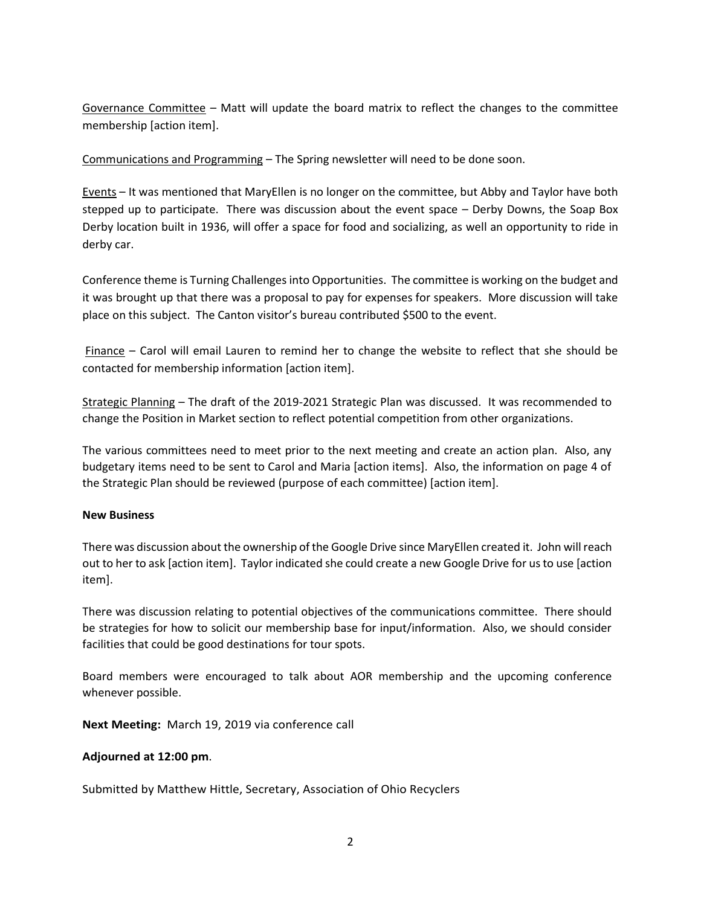Governance Committee – Matt will update the board matrix to reflect the changes to the committee membership [action item].

Communications and Programming – The Spring newsletter will need to be done soon.

Events – It was mentioned that MaryEllen is no longer on the committee, but Abby and Taylor have both stepped up to participate. There was discussion about the event space – Derby Downs, the Soap Box Derby location built in 1936, will offer a space for food and socializing, as well an opportunity to ride in derby car.

Conference theme is Turning Challenges into Opportunities. The committee is working on the budget and it was brought up that there was a proposal to pay for expenses for speakers. More discussion will take place on this subject. The Canton visitor's bureau contributed $500 to the event.

Finance – Carol will email Lauren to remind her to change the website to reflect that she should be contacted for membership information [action item].

Strategic Planning – The draft of the 2019-2021 Strategic Plan was discussed. It was recommended to change the Position in Market section to reflect potential competition from other organizations.

The various committees need to meet prior to the next meeting and create an action plan. Also, any budgetary items need to be sent to Carol and Maria [action items]. Also, the information on page 4 of the Strategic Plan should be reviewed (purpose of each committee) [action item].

**New Business**

There was discussion about the ownership of the Google Drive since MaryEllen created it. John will reach out to her to ask [action item]. Taylor indicated she could create a new Google Drive for us to use [action item].

There was discussion relating to potential objectives of the communications committee. There should be strategies for how to solicit our membership base for input/information. Also, we should consider facilities that could be good destinations for tour spots.

Board members were encouraged to talk about AOR membership and the upcoming conference whenever possible.

**Next Meeting:** March 19, 2019 via conference call

**Adjourned at 12:00 pm**.

Submitted by Matthew Hittle, Secretary, Association of Ohio Recyclers